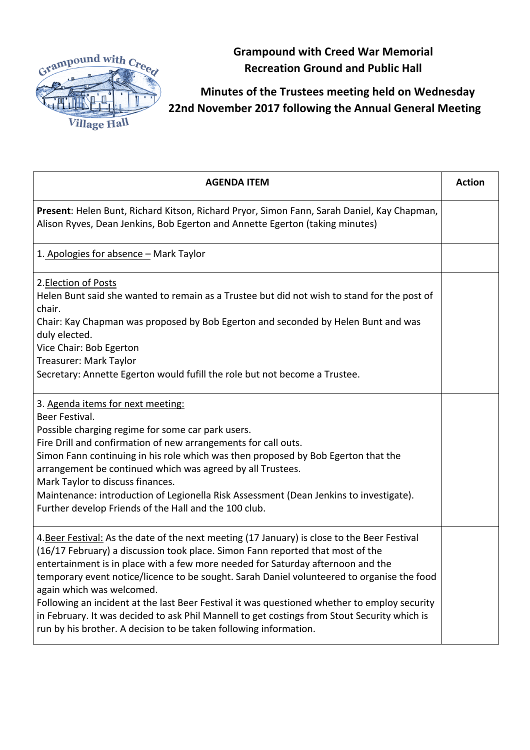# Grampound with Creed War Memorial Recreation Ground and Public Hall

## Minutes of the Trustees meeting held on Wednesday 22nd November 2017 following the Annual General Meeting

| AGENDA ITEM | Action |
|---|---|
| **Present**: Helen Bunt, Richard Kitson, Richard Pryor, Simon Fann, Sarah Daniel, Kay Chapman, Alison Ryves, Dean Jenkins, Bob Egerton and Annette Egerton (taking minutes) | |
| 1. Apologies for absence – Mark Taylor | |
| 2. Election of Posts<br>Helen Bunt said she wanted to remain as a Trustee but did not wish to stand for the post of chair.<br>Chair: Kay Chapman was proposed by Bob Egerton and seconded by Helen Bunt and was duly elected.<br>Vice Chair: Bob Egerton<br>Treasurer: Mark Taylor<br>Secretary: Annette Egerton would fufill the role but not become a Trustee. | |
| 3. Agenda items for next meeting:<br>Beer Festival.<br>Possible charging regime for some car park users.<br>Fire Drill and confirmation of new arrangements for call outs.<br>Simon Fann continuing in his role which was then proposed by Bob Egerton that the arrangement be continued which was agreed by all Trustees.<br>Mark Taylor to discuss finances.<br>Maintenance: introduction of Legionella Risk Assessment (Dean Jenkins to investigate).<br>Further develop Friends of the Hall and the 100 club. | |
| 4. Beer Festival: As the date of the next meeting (17 January) is close to the Beer Festival (16/17 February) a discussion took place. Simon Fann reported that most of the entertainment is in place with a few more needed for Saturday afternoon and the temporary event notice/licence to be sought. Sarah Daniel volunteered to organise the food again which was welcomed.<br>Following an incident at the last Beer Festival it was questioned whether to employ security in February. It was decided to ask Phil Mannell to get costings from Stout Security which is run by his brother. A decision to be taken following information. | |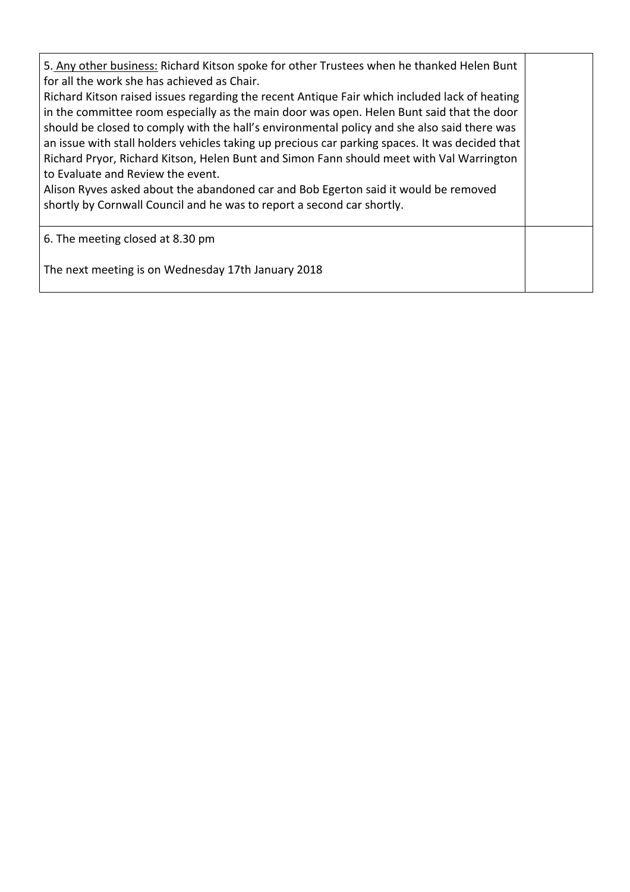| | |
|---|---|
| 5. <u>Any other business:</u> Richard Kitson spoke for other Trustees when he thanked Helen Bunt for all the work she has achieved as Chair.<br>Richard Kitson raised issues regarding the recent Antique Fair which included lack of heating in the committee room especially as the main door was open. Helen Bunt said that the door should be closed to comply with the hall's environmental policy and she also said there was an issue with stall holders vehicles taking up precious car parking spaces. It was decided that Richard Pryor, Richard Kitson, Helen Bunt and Simon Fann should meet with Val Warrington to Evaluate and Review the event.<br>Alison Ryves asked about the abandoned car and Bob Egerton said it would be removed shortly by Cornwall Council and he was to report a second car shortly. | |
| 6. The meeting closed at 8.30 pm<br><br>The next meeting is on Wednesday 17th January 2018 | |